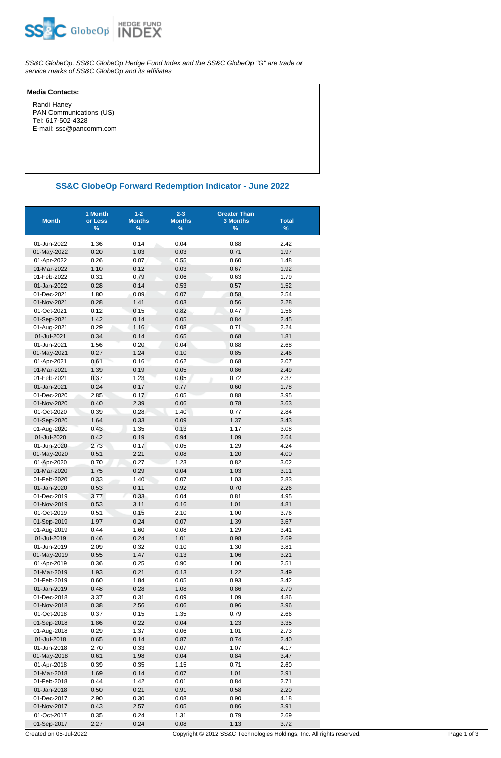SS&C GlobeOp, SS&C GlobeOp Hedge Fund Index and the SS&C GlobeOp "G" are trade or service marks of SS&C GlobeOp and its affiliates

**Media Contacts:**

Randi Haney
PAN Communications (US)
Tel: 617-502-4328
E-mail: ssc@pancomm.com

## SS&C GlobeOp Forward Redemption Indicator - June 2022

| Month | 1 Month or Less % | 1-2 Months % | 2-3 Months % | Greater Than 3 Months % | Total % |
|---|---|---|---|---|---|
| 01-Jun-2022 | 1.36 | 0.14 | 0.04 | 0.88 | 2.42 |
| 01-May-2022 | 0.20 | 1.03 | 0.03 | 0.71 | 1.97 |
| 01-Apr-2022 | 0.26 | 0.07 | 0.55 | 0.60 | 1.48 |
| 01-Mar-2022 | 1.10 | 0.12 | 0.03 | 0.67 | 1.92 |
| 01-Feb-2022 | 0.31 | 0.79 | 0.06 | 0.63 | 1.79 |
| 01-Jan-2022 | 0.28 | 0.14 | 0.53 | 0.57 | 1.52 |
| 01-Dec-2021 | 1.80 | 0.09 | 0.07 | 0.58 | 2.54 |
| 01-Nov-2021 | 0.28 | 1.41 | 0.03 | 0.56 | 2.28 |
| 01-Oct-2021 | 0.12 | 0.15 | 0.82 | 0.47 | 1.56 |
| 01-Sep-2021 | 1.42 | 0.14 | 0.05 | 0.84 | 2.45 |
| 01-Aug-2021 | 0.29 | 1.16 | 0.08 | 0.71 | 2.24 |
| 01-Jul-2021 | 0.34 | 0.14 | 0.65 | 0.68 | 1.81 |
| 01-Jun-2021 | 1.56 | 0.20 | 0.04 | 0.88 | 2.68 |
| 01-May-2021 | 0.27 | 1.24 | 0.10 | 0.85 | 2.46 |
| 01-Apr-2021 | 0.61 | 0.16 | 0.62 | 0.68 | 2.07 |
| 01-Mar-2021 | 1.39 | 0.19 | 0.05 | 0.86 | 2.49 |
| 01-Feb-2021 | 0.37 | 1.23 | 0.05 | 0.72 | 2.37 |
| 01-Jan-2021 | 0.24 | 0.17 | 0.77 | 0.60 | 1.78 |
| 01-Dec-2020 | 2.85 | 0.17 | 0.05 | 0.88 | 3.95 |
| 01-Nov-2020 | 0.40 | 2.39 | 0.06 | 0.78 | 3.63 |
| 01-Oct-2020 | 0.39 | 0.28 | 1.40 | 0.77 | 2.84 |
| 01-Sep-2020 | 1.64 | 0.33 | 0.09 | 1.37 | 3.43 |
| 01-Aug-2020 | 0.43 | 1.35 | 0.13 | 1.17 | 3.08 |
| 01-Jul-2020 | 0.42 | 0.19 | 0.94 | 1.09 | 2.64 |
| 01-Jun-2020 | 2.73 | 0.17 | 0.05 | 1.29 | 4.24 |
| 01-May-2020 | 0.51 | 2.21 | 0.08 | 1.20 | 4.00 |
| 01-Apr-2020 | 0.70 | 0.27 | 1.23 | 0.82 | 3.02 |
| 01-Mar-2020 | 1.75 | 0.29 | 0.04 | 1.03 | 3.11 |
| 01-Feb-2020 | 0.33 | 1.40 | 0.07 | 1.03 | 2.83 |
| 01-Jan-2020 | 0.53 | 0.11 | 0.92 | 0.70 | 2.26 |
| 01-Dec-2019 | 3.77 | 0.33 | 0.04 | 0.81 | 4.95 |
| 01-Nov-2019 | 0.53 | 3.11 | 0.16 | 1.01 | 4.81 |
| 01-Oct-2019 | 0.51 | 0.15 | 2.10 | 1.00 | 3.76 |
| 01-Sep-2019 | 1.97 | 0.24 | 0.07 | 1.39 | 3.67 |
| 01-Aug-2019 | 0.44 | 1.60 | 0.08 | 1.29 | 3.41 |
| 01-Jul-2019 | 0.46 | 0.24 | 1.01 | 0.98 | 2.69 |
| 01-Jun-2019 | 2.09 | 0.32 | 0.10 | 1.30 | 3.81 |
| 01-May-2019 | 0.55 | 1.47 | 0.13 | 1.06 | 3.21 |
| 01-Apr-2019 | 0.36 | 0.25 | 0.90 | 1.00 | 2.51 |
| 01-Mar-2019 | 1.93 | 0.21 | 0.13 | 1.22 | 3.49 |
| 01-Feb-2019 | 0.60 | 1.84 | 0.05 | 0.93 | 3.42 |
| 01-Jan-2019 | 0.48 | 0.28 | 1.08 | 0.86 | 2.70 |
| 01-Dec-2018 | 3.37 | 0.31 | 0.09 | 1.09 | 4.86 |
| 01-Nov-2018 | 0.38 | 2.56 | 0.06 | 0.96 | 3.96 |
| 01-Oct-2018 | 0.37 | 0.15 | 1.35 | 0.79 | 2.66 |
| 01-Sep-2018 | 1.86 | 0.22 | 0.04 | 1.23 | 3.35 |
| 01-Aug-2018 | 0.29 | 1.37 | 0.06 | 1.01 | 2.73 |
| 01-Jul-2018 | 0.65 | 0.14 | 0.87 | 0.74 | 2.40 |
| 01-Jun-2018 | 2.70 | 0.33 | 0.07 | 1.07 | 4.17 |
| 01-May-2018 | 0.61 | 1.98 | 0.04 | 0.84 | 3.47 |
| 01-Apr-2018 | 0.39 | 0.35 | 1.15 | 0.71 | 2.60 |
| 01-Mar-2018 | 1.69 | 0.14 | 0.07 | 1.01 | 2.91 |
| 01-Feb-2018 | 0.44 | 1.42 | 0.01 | 0.84 | 2.71 |
| 01-Jan-2018 | 0.50 | 0.21 | 0.91 | 0.58 | 2.20 |
| 01-Dec-2017 | 2.90 | 0.30 | 0.08 | 0.90 | 4.18 |
| 01-Nov-2017 | 0.43 | 2.57 | 0.05 | 0.86 | 3.91 |
| 01-Oct-2017 | 0.35 | 0.24 | 1.31 | 0.79 | 2.69 |
| 01-Sep-2017 | 2.27 | 0.24 | 0.08 | 1.13 | 3.72 |

Created on 05-Jul-2022

Copyright © 2012 SS&C Technologies Holdings, Inc. All rights reserved.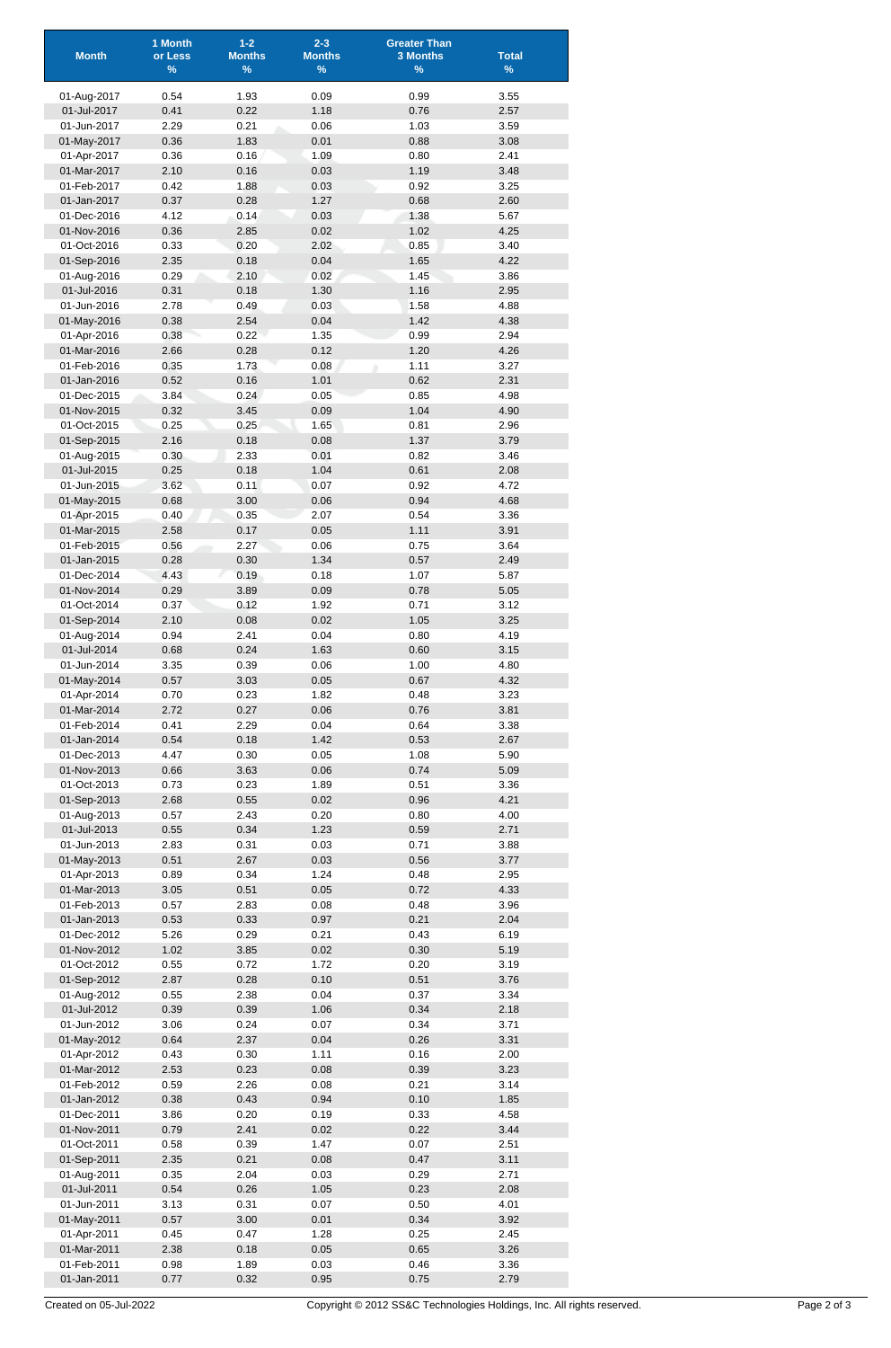| Month | 1 Month or Less % | 1-2 Months % | 2-3 Months % | Greater Than 3 Months % | Total % |
|---|---|---|---|---|---|
| 01-Aug-2017 | 0.54 | 1.93 | 0.09 | 0.99 | 3.55 |
| 01-Jul-2017 | 0.41 | 0.22 | 1.18 | 0.76 | 2.57 |
| 01-Jun-2017 | 2.29 | 0.21 | 0.06 | 1.03 | 3.59 |
| 01-May-2017 | 0.36 | 1.83 | 0.01 | 0.88 | 3.08 |
| 01-Apr-2017 | 0.36 | 0.16 | 1.09 | 0.80 | 2.41 |
| 01-Mar-2017 | 2.10 | 0.16 | 0.03 | 1.19 | 3.48 |
| 01-Feb-2017 | 0.42 | 1.88 | 0.03 | 0.92 | 3.25 |
| 01-Jan-2017 | 0.37 | 0.28 | 1.27 | 0.68 | 2.60 |
| 01-Dec-2016 | 4.12 | 0.14 | 0.03 | 1.38 | 5.67 |
| 01-Nov-2016 | 0.36 | 2.85 | 0.02 | 1.02 | 4.25 |
| 01-Oct-2016 | 0.33 | 0.20 | 2.02 | 0.85 | 3.40 |
| 01-Sep-2016 | 2.35 | 0.18 | 0.04 | 1.65 | 4.22 |
| 01-Aug-2016 | 0.29 | 2.10 | 0.02 | 1.45 | 3.86 |
| 01-Jul-2016 | 0.31 | 0.18 | 1.30 | 1.16 | 2.95 |
| 01-Jun-2016 | 2.78 | 0.49 | 0.03 | 1.58 | 4.88 |
| 01-May-2016 | 0.38 | 2.54 | 0.04 | 1.42 | 4.38 |
| 01-Apr-2016 | 0.38 | 0.22 | 1.35 | 0.99 | 2.94 |
| 01-Mar-2016 | 2.66 | 0.28 | 0.12 | 1.20 | 4.26 |
| 01-Feb-2016 | 0.35 | 1.73 | 0.08 | 1.11 | 3.27 |
| 01-Jan-2016 | 0.52 | 0.16 | 1.01 | 0.62 | 2.31 |
| 01-Dec-2015 | 3.84 | 0.24 | 0.05 | 0.85 | 4.98 |
| 01-Nov-2015 | 0.32 | 3.45 | 0.09 | 1.04 | 4.90 |
| 01-Oct-2015 | 0.25 | 0.25 | 1.65 | 0.81 | 2.96 |
| 01-Sep-2015 | 2.16 | 0.18 | 0.08 | 1.37 | 3.79 |
| 01-Aug-2015 | 0.30 | 2.33 | 0.01 | 0.82 | 3.46 |
| 01-Jul-2015 | 0.25 | 0.18 | 1.04 | 0.61 | 2.08 |
| 01-Jun-2015 | 3.62 | 0.11 | 0.07 | 0.92 | 4.72 |
| 01-May-2015 | 0.68 | 3.00 | 0.06 | 0.94 | 4.68 |
| 01-Apr-2015 | 0.40 | 0.35 | 2.07 | 0.54 | 3.36 |
| 01-Mar-2015 | 2.58 | 0.17 | 0.05 | 1.11 | 3.91 |
| 01-Feb-2015 | 0.56 | 2.27 | 0.06 | 0.75 | 3.64 |
| 01-Jan-2015 | 0.28 | 0.30 | 1.34 | 0.57 | 2.49 |
| 01-Dec-2014 | 4.43 | 0.19 | 0.18 | 1.07 | 5.87 |
| 01-Nov-2014 | 0.29 | 3.89 | 0.09 | 0.78 | 5.05 |
| 01-Oct-2014 | 0.37 | 0.12 | 1.92 | 0.71 | 3.12 |
| 01-Sep-2014 | 2.10 | 0.08 | 0.02 | 1.05 | 3.25 |
| 01-Aug-2014 | 0.94 | 2.41 | 0.04 | 0.80 | 4.19 |
| 01-Jul-2014 | 0.68 | 0.24 | 1.63 | 0.60 | 3.15 |
| 01-Jun-2014 | 3.35 | 0.39 | 0.06 | 1.00 | 4.80 |
| 01-May-2014 | 0.57 | 3.03 | 0.05 | 0.67 | 4.32 |
| 01-Apr-2014 | 0.70 | 0.23 | 1.82 | 0.48 | 3.23 |
| 01-Mar-2014 | 2.72 | 0.27 | 0.06 | 0.76 | 3.81 |
| 01-Feb-2014 | 0.41 | 2.29 | 0.04 | 0.64 | 3.38 |
| 01-Jan-2014 | 0.54 | 0.18 | 1.42 | 0.53 | 2.67 |
| 01-Dec-2013 | 4.47 | 0.30 | 0.05 | 1.08 | 5.90 |
| 01-Nov-2013 | 0.66 | 3.63 | 0.06 | 0.74 | 5.09 |
| 01-Oct-2013 | 0.73 | 0.23 | 1.89 | 0.51 | 3.36 |
| 01-Sep-2013 | 2.68 | 0.55 | 0.02 | 0.96 | 4.21 |
| 01-Aug-2013 | 0.57 | 2.43 | 0.20 | 0.80 | 4.00 |
| 01-Jul-2013 | 0.55 | 0.34 | 1.23 | 0.59 | 2.71 |
| 01-Jun-2013 | 2.83 | 0.31 | 0.03 | 0.71 | 3.88 |
| 01-May-2013 | 0.51 | 2.67 | 0.03 | 0.56 | 3.77 |
| 01-Apr-2013 | 0.89 | 0.34 | 1.24 | 0.48 | 2.95 |
| 01-Mar-2013 | 3.05 | 0.51 | 0.05 | 0.72 | 4.33 |
| 01-Feb-2013 | 0.57 | 2.83 | 0.08 | 0.48 | 3.96 |
| 01-Jan-2013 | 0.53 | 0.33 | 0.97 | 0.21 | 2.04 |
| 01-Dec-2012 | 5.26 | 0.29 | 0.21 | 0.43 | 6.19 |
| 01-Nov-2012 | 1.02 | 3.85 | 0.02 | 0.30 | 5.19 |
| 01-Oct-2012 | 0.55 | 0.72 | 1.72 | 0.20 | 3.19 |
| 01-Sep-2012 | 2.87 | 0.28 | 0.10 | 0.51 | 3.76 |
| 01-Aug-2012 | 0.55 | 2.38 | 0.04 | 0.37 | 3.34 |
| 01-Jul-2012 | 0.39 | 0.39 | 1.06 | 0.34 | 2.18 |
| 01-Jun-2012 | 3.06 | 0.24 | 0.07 | 0.34 | 3.71 |
| 01-May-2012 | 0.64 | 2.37 | 0.04 | 0.26 | 3.31 |
| 01-Apr-2012 | 0.43 | 0.30 | 1.11 | 0.16 | 2.00 |
| 01-Mar-2012 | 2.53 | 0.23 | 0.08 | 0.39 | 3.23 |
| 01-Feb-2012 | 0.59 | 2.26 | 0.08 | 0.21 | 3.14 |
| 01-Jan-2012 | 0.38 | 0.43 | 0.94 | 0.10 | 1.85 |
| 01-Dec-2011 | 3.86 | 0.20 | 0.19 | 0.33 | 4.58 |
| 01-Nov-2011 | 0.79 | 2.41 | 0.02 | 0.22 | 3.44 |
| 01-Oct-2011 | 0.58 | 0.39 | 1.47 | 0.07 | 2.51 |
| 01-Sep-2011 | 2.35 | 0.21 | 0.08 | 0.47 | 3.11 |
| 01-Aug-2011 | 0.35 | 2.04 | 0.03 | 0.29 | 2.71 |
| 01-Jul-2011 | 0.54 | 0.26 | 1.05 | 0.23 | 2.08 |
| 01-Jun-2011 | 3.13 | 0.31 | 0.07 | 0.50 | 4.01 |
| 01-May-2011 | 0.57 | 3.00 | 0.01 | 0.34 | 3.92 |
| 01-Apr-2011 | 0.45 | 0.47 | 1.28 | 0.25 | 2.45 |
| 01-Mar-2011 | 2.38 | 0.18 | 0.05 | 0.65 | 3.26 |
| 01-Feb-2011 | 0.98 | 1.89 | 0.03 | 0.46 | 3.36 |
| 01-Jan-2011 | 0.77 | 0.32 | 0.95 | 0.75 | 2.79 |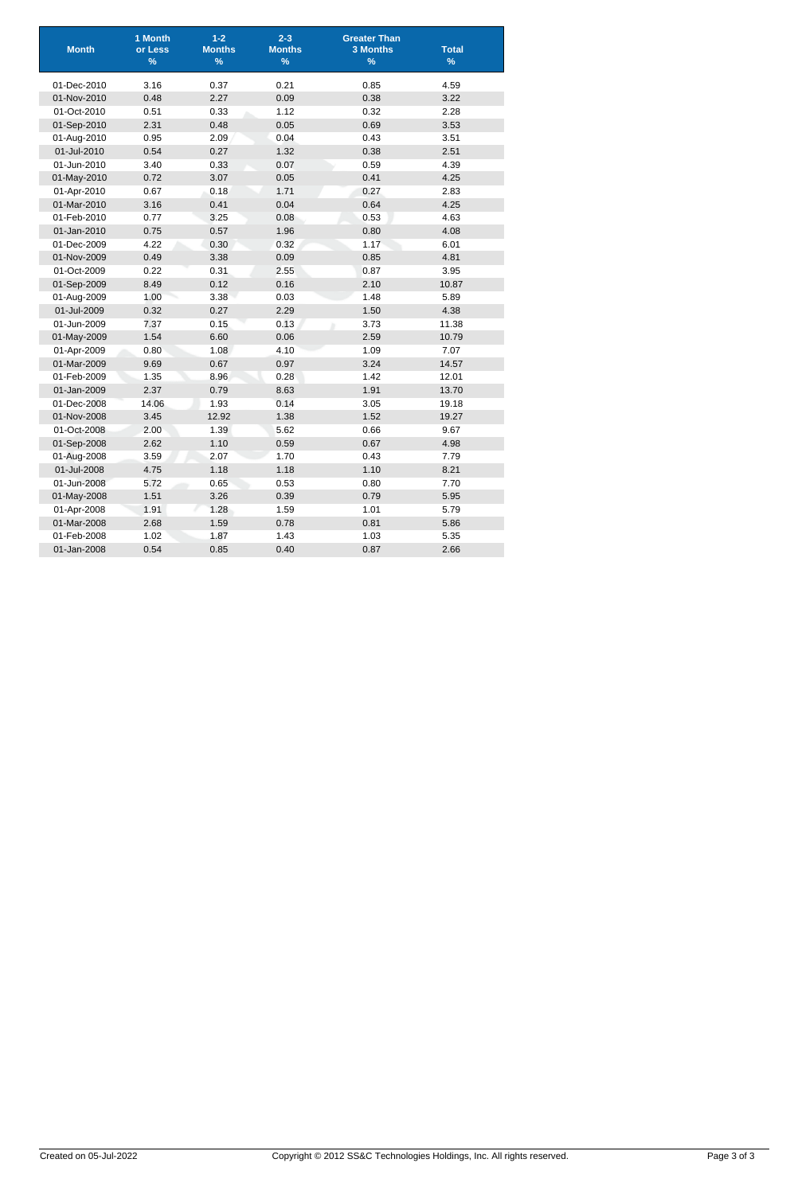| Month | 1 Month or Less % | 1-2 Months % | 2-3 Months % | Greater Than 3 Months % | Total % |
|---|---|---|---|---|---|
| 01-Dec-2010 | 3.16 | 0.37 | 0.21 | 0.85 | 4.59 |
| 01-Nov-2010 | 0.48 | 2.27 | 0.09 | 0.38 | 3.22 |
| 01-Oct-2010 | 0.51 | 0.33 | 1.12 | 0.32 | 2.28 |
| 01-Sep-2010 | 2.31 | 0.48 | 0.05 | 0.69 | 3.53 |
| 01-Aug-2010 | 0.95 | 2.09 | 0.04 | 0.43 | 3.51 |
| 01-Jul-2010 | 0.54 | 0.27 | 1.32 | 0.38 | 2.51 |
| 01-Jun-2010 | 3.40 | 0.33 | 0.07 | 0.59 | 4.39 |
| 01-May-2010 | 0.72 | 3.07 | 0.05 | 0.41 | 4.25 |
| 01-Apr-2010 | 0.67 | 0.18 | 1.71 | 0.27 | 2.83 |
| 01-Mar-2010 | 3.16 | 0.41 | 0.04 | 0.64 | 4.25 |
| 01-Feb-2010 | 0.77 | 3.25 | 0.08 | 0.53 | 4.63 |
| 01-Jan-2010 | 0.75 | 0.57 | 1.96 | 0.80 | 4.08 |
| 01-Dec-2009 | 4.22 | 0.30 | 0.32 | 1.17 | 6.01 |
| 01-Nov-2009 | 0.49 | 3.38 | 0.09 | 0.85 | 4.81 |
| 01-Oct-2009 | 0.22 | 0.31 | 2.55 | 0.87 | 3.95 |
| 01-Sep-2009 | 8.49 | 0.12 | 0.16 | 2.10 | 10.87 |
| 01-Aug-2009 | 1.00 | 3.38 | 0.03 | 1.48 | 5.89 |
| 01-Jul-2009 | 0.32 | 0.27 | 2.29 | 1.50 | 4.38 |
| 01-Jun-2009 | 7.37 | 0.15 | 0.13 | 3.73 | 11.38 |
| 01-May-2009 | 1.54 | 6.60 | 0.06 | 2.59 | 10.79 |
| 01-Apr-2009 | 0.80 | 1.08 | 4.10 | 1.09 | 7.07 |
| 01-Mar-2009 | 9.69 | 0.67 | 0.97 | 3.24 | 14.57 |
| 01-Feb-2009 | 1.35 | 8.96 | 0.28 | 1.42 | 12.01 |
| 01-Jan-2009 | 2.37 | 0.79 | 8.63 | 1.91 | 13.70 |
| 01-Dec-2008 | 14.06 | 1.93 | 0.14 | 3.05 | 19.18 |
| 01-Nov-2008 | 3.45 | 12.92 | 1.38 | 1.52 | 19.27 |
| 01-Oct-2008 | 2.00 | 1.39 | 5.62 | 0.66 | 9.67 |
| 01-Sep-2008 | 2.62 | 1.10 | 0.59 | 0.67 | 4.98 |
| 01-Aug-2008 | 3.59 | 2.07 | 1.70 | 0.43 | 7.79 |
| 01-Jul-2008 | 4.75 | 1.18 | 1.18 | 1.10 | 8.21 |
| 01-Jun-2008 | 5.72 | 0.65 | 0.53 | 0.80 | 7.70 |
| 01-May-2008 | 1.51 | 3.26 | 0.39 | 0.79 | 5.95 |
| 01-Apr-2008 | 1.91 | 1.28 | 1.59 | 1.01 | 5.79 |
| 01-Mar-2008 | 2.68 | 1.59 | 0.78 | 0.81 | 5.86 |
| 01-Feb-2008 | 1.02 | 1.87 | 1.43 | 1.03 | 5.35 |
| 01-Jan-2008 | 0.54 | 0.85 | 0.40 | 0.87 | 2.66 |

Created on 05-Jul-2022    Copyright © 2012 SS&C Technologies Holdings, Inc. All rights reserved.